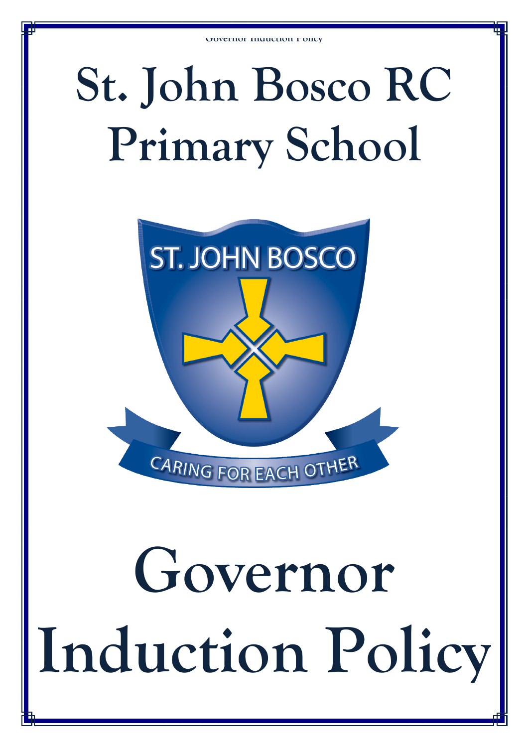# St. John Bosco RC Primary School

ST. JOHN BOSCO

CARING FOR EACH OTHER

# Governor Induction Policy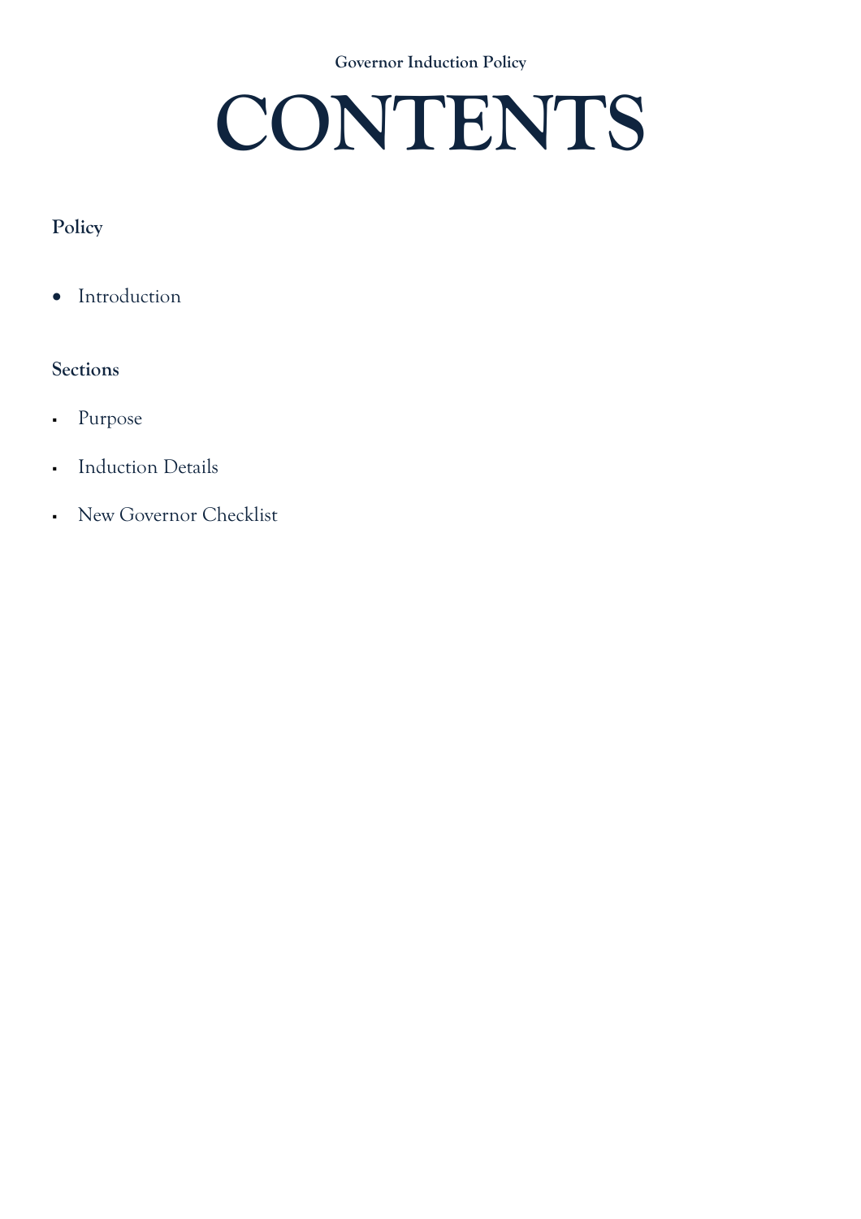# CONTENTS

**Policy**

- Introduction

**Sections**

- Purpose
- Induction Details
- New Governor Checklist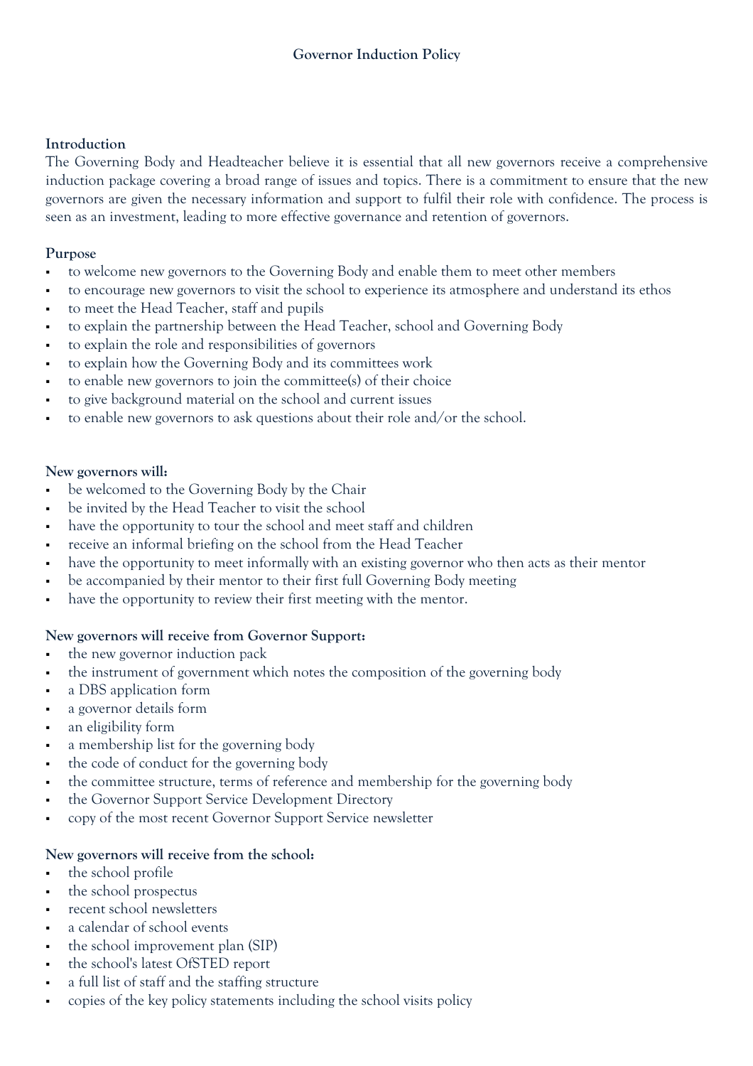# Governor Induction Policy

**Introduction**

The Governing Body and Headteacher believe it is essential that all new governors receive a comprehensive induction package covering a broad range of issues and topics. There is a commitment to ensure that the new governors are given the necessary information and support to fulfil their role with confidence. The process is seen as an investment, leading to more effective governance and retention of governors.

**Purpose**

- to welcome new governors to the Governing Body and enable them to meet other members
- to encourage new governors to visit the school to experience its atmosphere and understand its ethos
- to meet the Head Teacher, staff and pupils
- to explain the partnership between the Head Teacher, school and Governing Body
- to explain the role and responsibilities of governors
- to explain how the Governing Body and its committees work
- to enable new governors to join the committee(s) of their choice
- to give background material on the school and current issues
- to enable new governors to ask questions about their role and/or the school.

**New governors will:**

- be welcomed to the Governing Body by the Chair
- be invited by the Head Teacher to visit the school
- have the opportunity to tour the school and meet staff and children
- receive an informal briefing on the school from the Head Teacher
- have the opportunity to meet informally with an existing governor who then acts as their mentor
- be accompanied by their mentor to their first full Governing Body meeting
- have the opportunity to review their first meeting with the mentor.

**New governors will receive from Governor Support:**

- the new governor induction pack
- the instrument of government which notes the composition of the governing body
- a DBS application form
- a governor details form
- an eligibility form
- a membership list for the governing body
- the code of conduct for the governing body
- the committee structure, terms of reference and membership for the governing body
- the Governor Support Service Development Directory
- copy of the most recent Governor Support Service newsletter

**New governors will receive from the school:**

- the school profile
- the school prospectus
- recent school newsletters
- a calendar of school events
- the school improvement plan (SIP)
- the school's latest OfSTED report
- a full list of staff and the staffing structure
- copies of the key policy statements including the school visits policy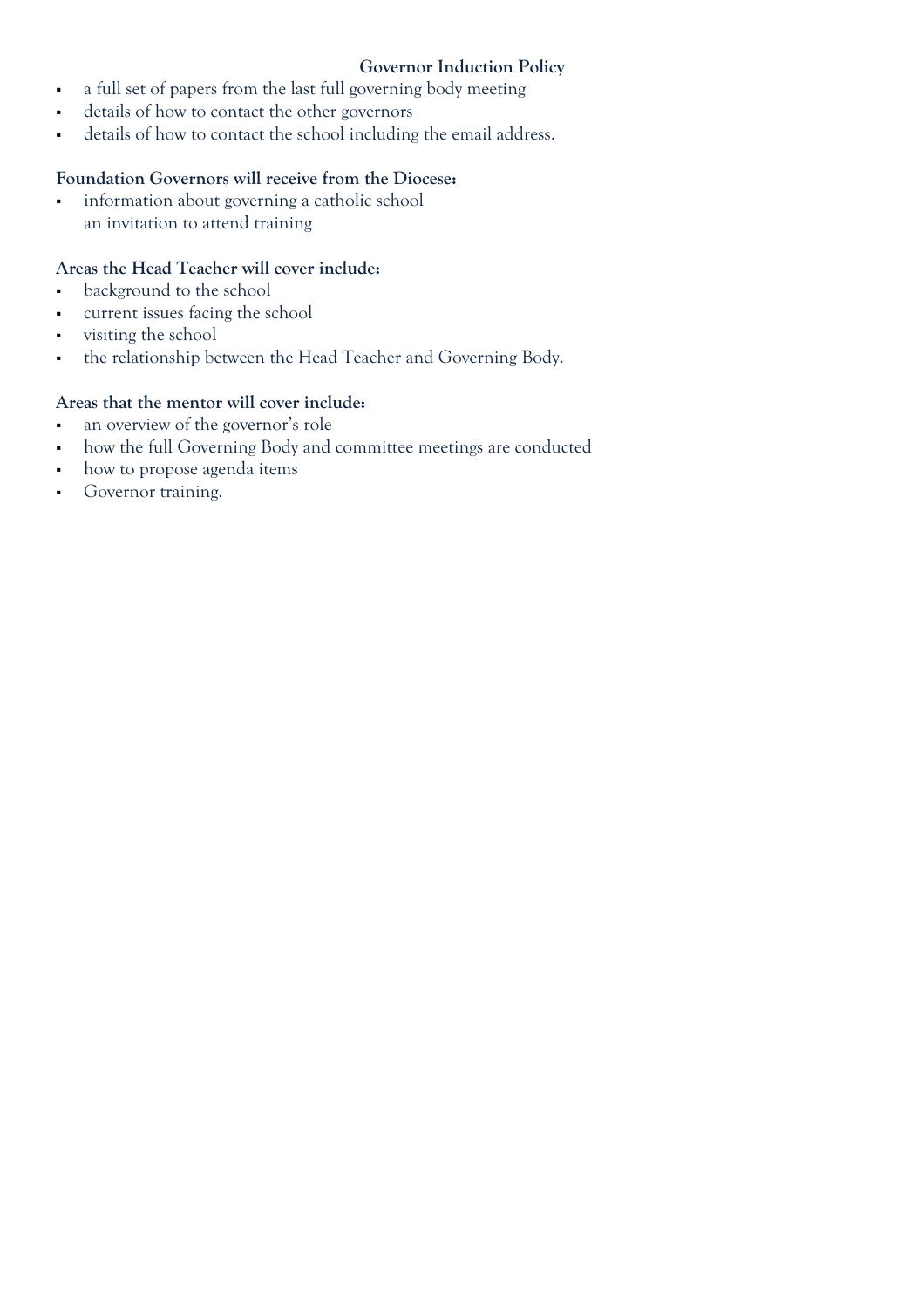- a full set of papers from the last full governing body meeting
- details of how to contact the other governors
- details of how to contact the school including the email address.

**Foundation Governors will receive from the Diocese:**

- information about governing a catholic school
  an invitation to attend training

**Areas the Head Teacher will cover include:**

- background to the school
- current issues facing the school
- visiting the school
- the relationship between the Head Teacher and Governing Body.

**Areas that the mentor will cover include:**

- an overview of the governor's role
- how the full Governing Body and committee meetings are conducted
- how to propose agenda items
- Governor training.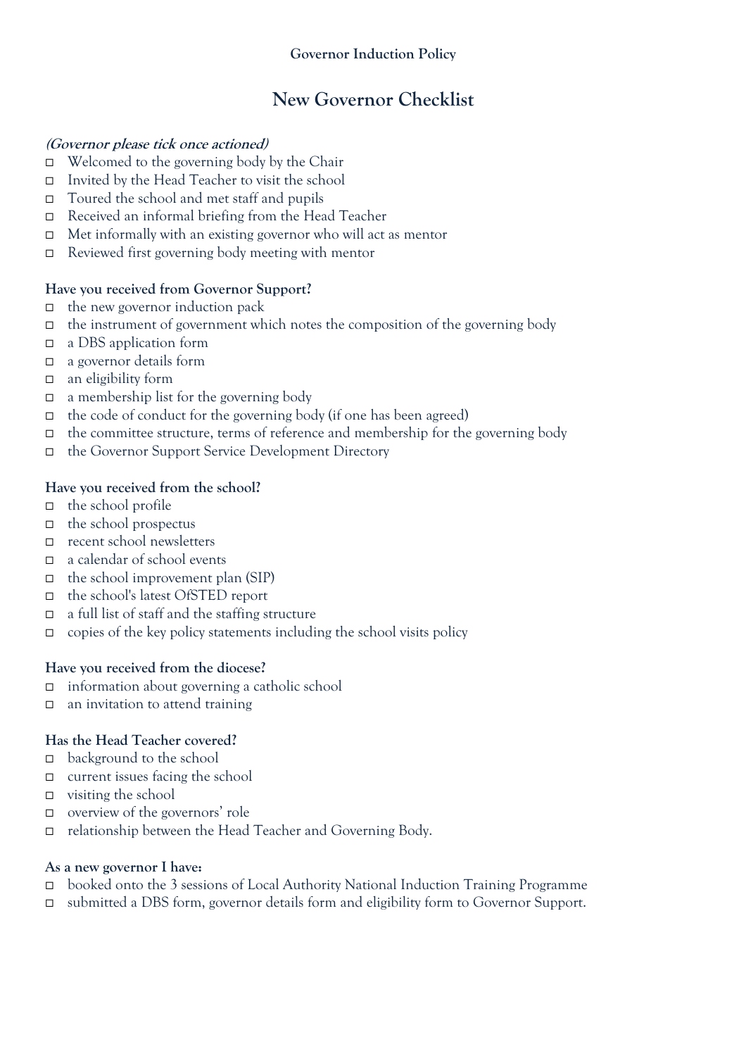Governor Induction Policy

# New Governor Checklist

***(Governor please tick once actioned)***

- ☐ Welcomed to the governing body by the Chair
- ☐ Invited by the Head Teacher to visit the school
- ☐ Toured the school and met staff and pupils
- ☐ Received an informal briefing from the Head Teacher
- ☐ Met informally with an existing governor who will act as mentor
- ☐ Reviewed first governing body meeting with mentor

**Have you received from Governor Support?**

- ☐ the new governor induction pack
- ☐ the instrument of government which notes the composition of the governing body
- ☐ a DBS application form
- ☐ a governor details form
- ☐ an eligibility form
- ☐ a membership list for the governing body
- ☐ the code of conduct for the governing body (if one has been agreed)
- ☐ the committee structure, terms of reference and membership for the governing body
- ☐ the Governor Support Service Development Directory

**Have you received from the school?**

- ☐ the school profile
- ☐ the school prospectus
- ☐ recent school newsletters
- ☐ a calendar of school events
- ☐ the school improvement plan (SIP)
- ☐ the school's latest OfSTED report
- ☐ a full list of staff and the staffing structure
- ☐ copies of the key policy statements including the school visits policy

**Have you received from the diocese?**

- ☐ information about governing a catholic school
- ☐ an invitation to attend training

**Has the Head Teacher covered?**

- ☐ background to the school
- ☐ current issues facing the school
- ☐ visiting the school
- ☐ overview of the governors' role
- ☐ relationship between the Head Teacher and Governing Body.

**As a new governor I have:**

- ☐ booked onto the 3 sessions of Local Authority National Induction Training Programme
- ☐ submitted a DBS form, governor details form and eligibility form to Governor Support.